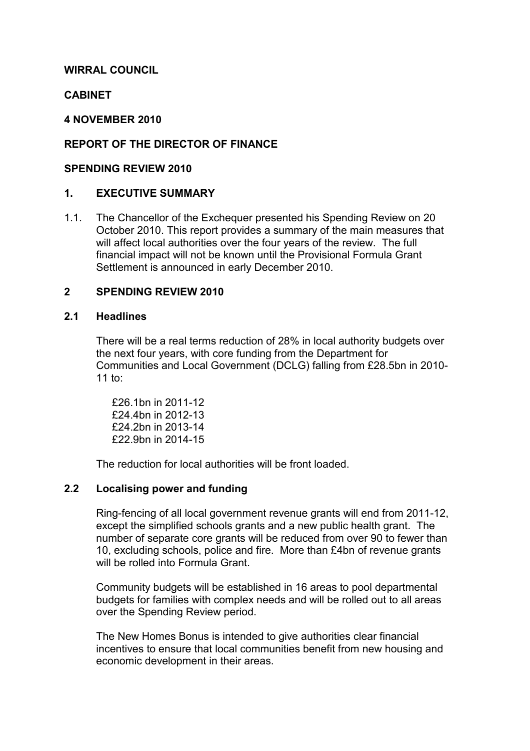**WIRRAL COUNCIL**

**CABINET**

**4 NOVEMBER 2010**

**REPORT OF THE DIRECTOR OF FINANCE**

**SPENDING REVIEW 2010**

## 1. EXECUTIVE SUMMARY

1.1. The Chancellor of the Exchequer presented his Spending Review on 20 October 2010. This report provides a summary of the main measures that will affect local authorities over the four years of the review. The full financial impact will not be known until the Provisional Formula Grant Settlement is announced in early December 2010.

## 2 SPENDING REVIEW 2010

### 2.1 Headlines

There will be a real terms reduction of 28% in local authority budgets over the next four years, with core funding from the Department for Communities and Local Government (DCLG) falling from £28.5bn in 2010-11 to:

£26.1bn in 2011-12
£24.4bn in 2012-13
£24.2bn in 2013-14
£22.9bn in 2014-15

The reduction for local authorities will be front loaded.

### 2.2 Localising power and funding

Ring-fencing of all local government revenue grants will end from 2011-12, except the simplified schools grants and a new public health grant. The number of separate core grants will be reduced from over 90 to fewer than 10, excluding schools, police and fire. More than £4bn of revenue grants will be rolled into Formula Grant.

Community budgets will be established in 16 areas to pool departmental budgets for families with complex needs and will be rolled out to all areas over the Spending Review period.

The New Homes Bonus is intended to give authorities clear financial incentives to ensure that local communities benefit from new housing and economic development in their areas.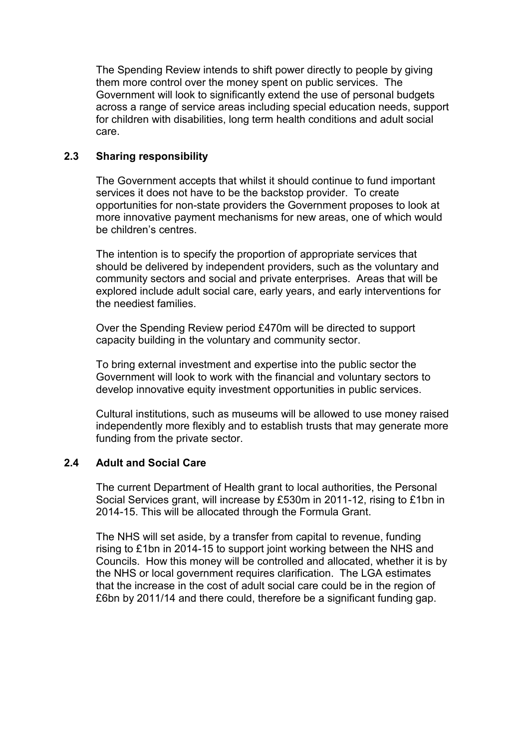The Spending Review intends to shift power directly to people by giving them more control over the money spent on public services. The Government will look to significantly extend the use of personal budgets across a range of service areas including special education needs, support for children with disabilities, long term health conditions and adult social care.

### 2.3 Sharing responsibility

The Government accepts that whilst it should continue to fund important services it does not have to be the backstop provider. To create opportunities for non-state providers the Government proposes to look at more innovative payment mechanisms for new areas, one of which would be children's centres.

The intention is to specify the proportion of appropriate services that should be delivered by independent providers, such as the voluntary and community sectors and social and private enterprises. Areas that will be explored include adult social care, early years, and early interventions for the neediest families.

Over the Spending Review period £470m will be directed to support capacity building in the voluntary and community sector.

To bring external investment and expertise into the public sector the Government will look to work with the financial and voluntary sectors to develop innovative equity investment opportunities in public services.

Cultural institutions, such as museums will be allowed to use money raised independently more flexibly and to establish trusts that may generate more funding from the private sector.

### 2.4 Adult and Social Care

The current Department of Health grant to local authorities, the Personal Social Services grant, will increase by £530m in 2011-12, rising to £1bn in 2014-15. This will be allocated through the Formula Grant.

The NHS will set aside, by a transfer from capital to revenue, funding rising to £1bn in 2014-15 to support joint working between the NHS and Councils. How this money will be controlled and allocated, whether it is by the NHS or local government requires clarification. The LGA estimates that the increase in the cost of adult social care could be in the region of £6bn by 2011/14 and there could, therefore be a significant funding gap.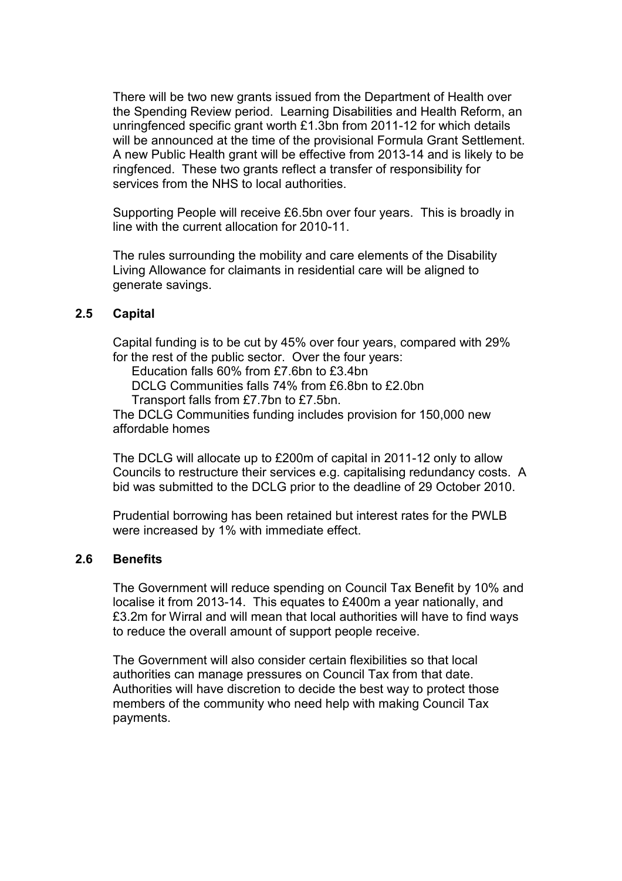There will be two new grants issued from the Department of Health over the Spending Review period. Learning Disabilities and Health Reform, an unringfenced specific grant worth £1.3bn from 2011-12 for which details will be announced at the time of the provisional Formula Grant Settlement. A new Public Health grant will be effective from 2013-14 and is likely to be ringfenced. These two grants reflect a transfer of responsibility for services from the NHS to local authorities.

Supporting People will receive £6.5bn over four years. This is broadly in line with the current allocation for 2010-11.

The rules surrounding the mobility and care elements of the Disability Living Allowance for claimants in residential care will be aligned to generate savings.

### 2.5 Capital

Capital funding is to be cut by 45% over four years, compared with 29% for the rest of the public sector. Over the four years:

- Education falls 60% from £7.6bn to £3.4bn
- DCLG Communities falls 74% from £6.8bn to £2.0bn
- Transport falls from £7.7bn to £7.5bn.

The DCLG Communities funding includes provision for 150,000 new affordable homes

The DCLG will allocate up to £200m of capital in 2011-12 only to allow Councils to restructure their services e.g. capitalising redundancy costs. A bid was submitted to the DCLG prior to the deadline of 29 October 2010.

Prudential borrowing has been retained but interest rates for the PWLB were increased by 1% with immediate effect.

### 2.6 Benefits

The Government will reduce spending on Council Tax Benefit by 10% and localise it from 2013-14. This equates to £400m a year nationally, and £3.2m for Wirral and will mean that local authorities will have to find ways to reduce the overall amount of support people receive.

The Government will also consider certain flexibilities so that local authorities can manage pressures on Council Tax from that date. Authorities will have discretion to decide the best way to protect those members of the community who need help with making Council Tax payments.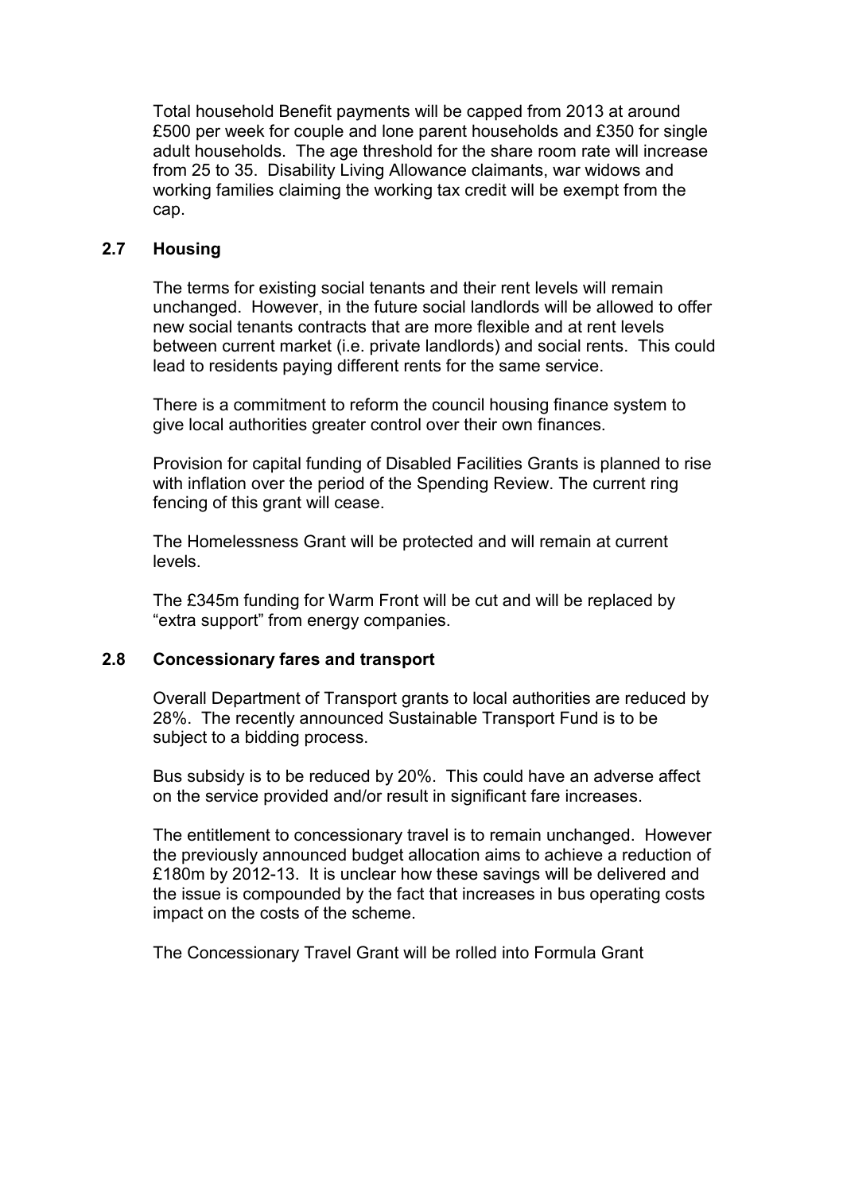Total household Benefit payments will be capped from 2013 at around £500 per week for couple and lone parent households and £350 for single adult households. The age threshold for the share room rate will increase from 25 to 35. Disability Living Allowance claimants, war widows and working families claiming the working tax credit will be exempt from the cap.

### 2.7 Housing

The terms for existing social tenants and their rent levels will remain unchanged. However, in the future social landlords will be allowed to offer new social tenants contracts that are more flexible and at rent levels between current market (i.e. private landlords) and social rents. This could lead to residents paying different rents for the same service.

There is a commitment to reform the council housing finance system to give local authorities greater control over their own finances.

Provision for capital funding of Disabled Facilities Grants is planned to rise with inflation over the period of the Spending Review. The current ring fencing of this grant will cease.

The Homelessness Grant will be protected and will remain at current levels.

The £345m funding for Warm Front will be cut and will be replaced by "extra support" from energy companies.

### 2.8 Concessionary fares and transport

Overall Department of Transport grants to local authorities are reduced by 28%. The recently announced Sustainable Transport Fund is to be subject to a bidding process.

Bus subsidy is to be reduced by 20%. This could have an adverse affect on the service provided and/or result in significant fare increases.

The entitlement to concessionary travel is to remain unchanged. However the previously announced budget allocation aims to achieve a reduction of £180m by 2012-13. It is unclear how these savings will be delivered and the issue is compounded by the fact that increases in bus operating costs impact on the costs of the scheme.

The Concessionary Travel Grant will be rolled into Formula Grant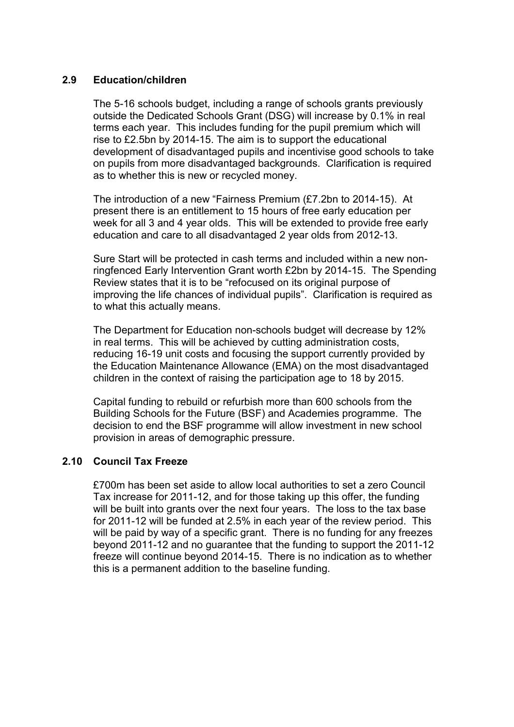## 2.9 Education/children

The 5-16 schools budget, including a range of schools grants previously outside the Dedicated Schools Grant (DSG) will increase by 0.1% in real terms each year. This includes funding for the pupil premium which will rise to £2.5bn by 2014-15. The aim is to support the educational development of disadvantaged pupils and incentivise good schools to take on pupils from more disadvantaged backgrounds. Clarification is required as to whether this is new or recycled money.

The introduction of a new "Fairness Premium (£7.2bn to 2014-15). At present there is an entitlement to 15 hours of free early education per week for all 3 and 4 year olds. This will be extended to provide free early education and care to all disadvantaged 2 year olds from 2012-13.

Sure Start will be protected in cash terms and included within a new non-ringfenced Early Intervention Grant worth £2bn by 2014-15. The Spending Review states that it is to be "refocused on its original purpose of improving the life chances of individual pupils". Clarification is required as to what this actually means.

The Department for Education non-schools budget will decrease by 12% in real terms. This will be achieved by cutting administration costs, reducing 16-19 unit costs and focusing the support currently provided by the Education Maintenance Allowance (EMA) on the most disadvantaged children in the context of raising the participation age to 18 by 2015.

Capital funding to rebuild or refurbish more than 600 schools from the Building Schools for the Future (BSF) and Academies programme. The decision to end the BSF programme will allow investment in new school provision in areas of demographic pressure.

## 2.10 Council Tax Freeze

£700m has been set aside to allow local authorities to set a zero Council Tax increase for 2011-12, and for those taking up this offer, the funding will be built into grants over the next four years. The loss to the tax base for 2011-12 will be funded at 2.5% in each year of the review period. This will be paid by way of a specific grant. There is no funding for any freezes beyond 2011-12 and no guarantee that the funding to support the 2011-12 freeze will continue beyond 2014-15. There is no indication as to whether this is a permanent addition to the baseline funding.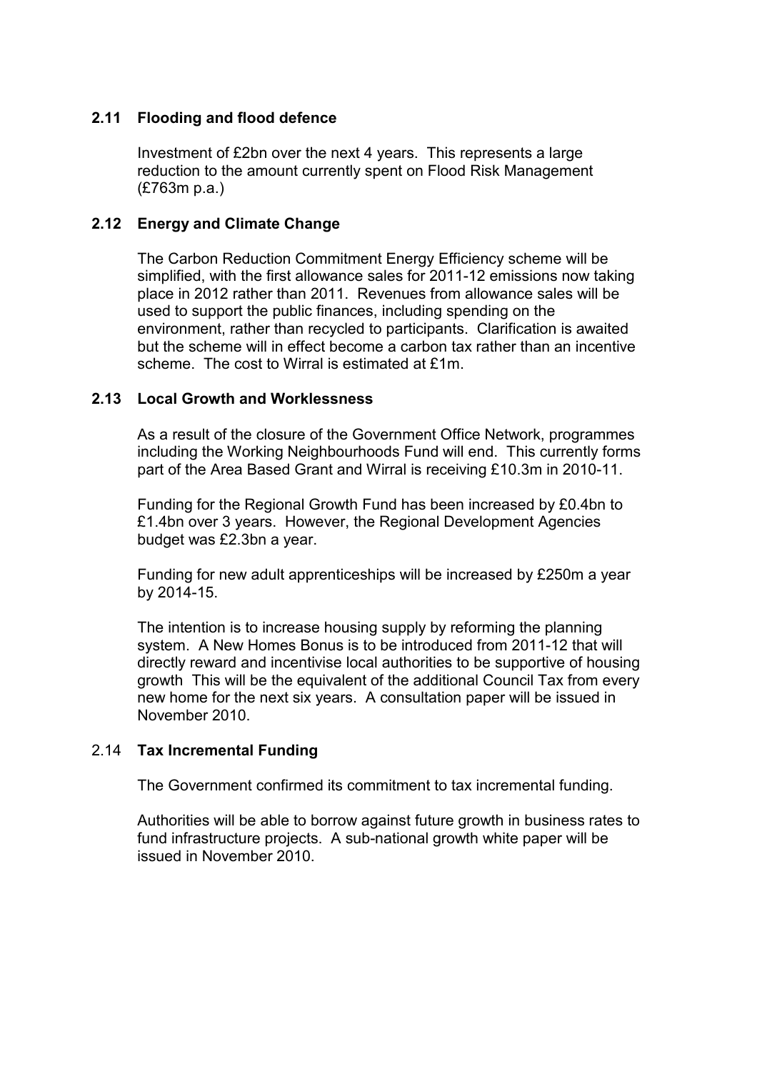### 2.11 Flooding and flood defence

Investment of £2bn over the next 4 years. This represents a large reduction to the amount currently spent on Flood Risk Management (£763m p.a.)

### 2.12 Energy and Climate Change

The Carbon Reduction Commitment Energy Efficiency scheme will be simplified, with the first allowance sales for 2011-12 emissions now taking place in 2012 rather than 2011. Revenues from allowance sales will be used to support the public finances, including spending on the environment, rather than recycled to participants. Clarification is awaited but the scheme will in effect become a carbon tax rather than an incentive scheme. The cost to Wirral is estimated at £1m.

### 2.13 Local Growth and Worklessness

As a result of the closure of the Government Office Network, programmes including the Working Neighbourhoods Fund will end. This currently forms part of the Area Based Grant and Wirral is receiving £10.3m in 2010-11.

Funding for the Regional Growth Fund has been increased by £0.4bn to £1.4bn over 3 years. However, the Regional Development Agencies budget was £2.3bn a year.

Funding for new adult apprenticeships will be increased by £250m a year by 2014-15.

The intention is to increase housing supply by reforming the planning system. A New Homes Bonus is to be introduced from 2011-12 that will directly reward and incentivise local authorities to be supportive of housing growth This will be the equivalent of the additional Council Tax from every new home for the next six years. A consultation paper will be issued in November 2010.

### 2.14 Tax Incremental Funding

The Government confirmed its commitment to tax incremental funding.

Authorities will be able to borrow against future growth in business rates to fund infrastructure projects. A sub-national growth white paper will be issued in November 2010.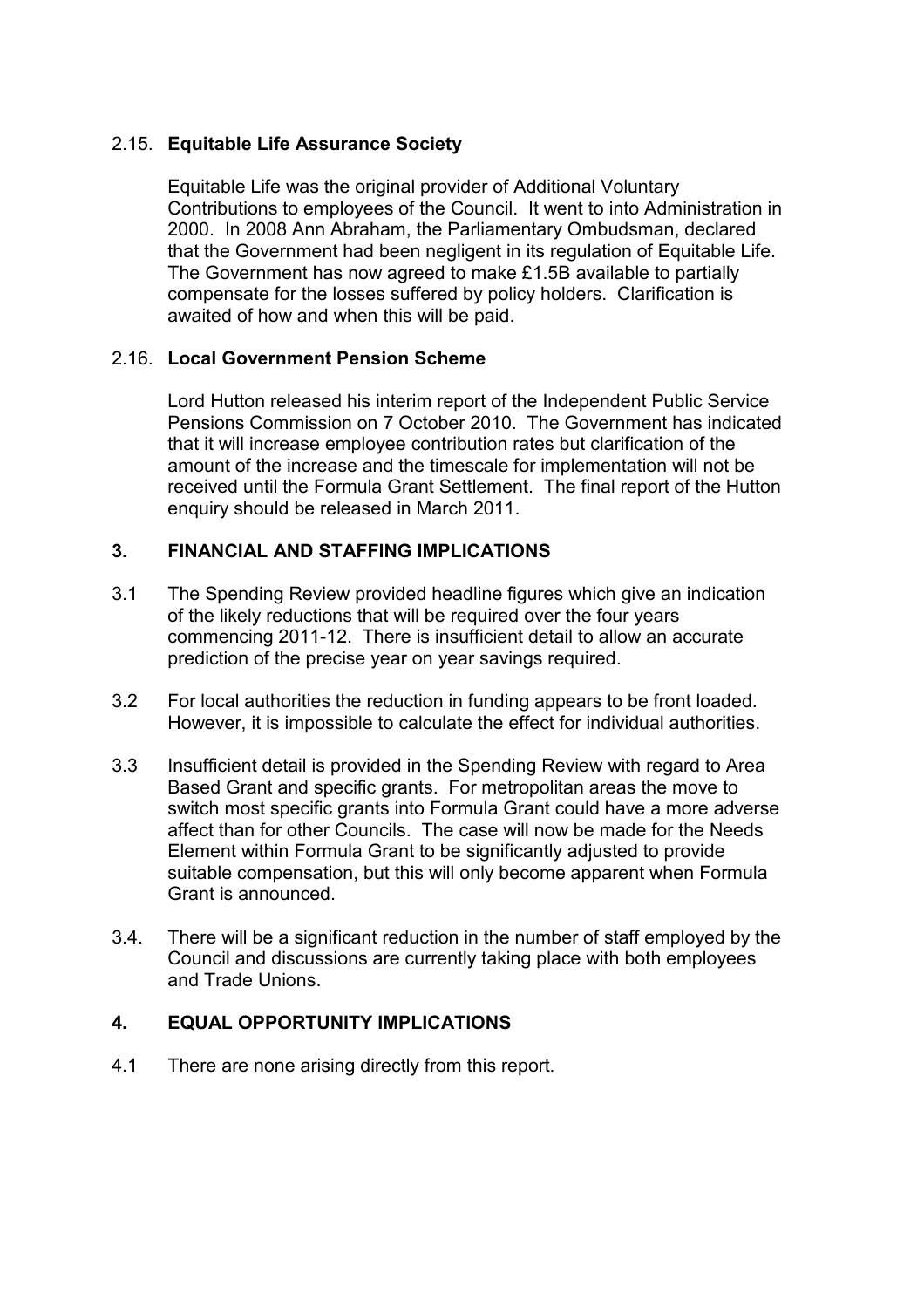2.15. **Equitable Life Assurance Society**

Equitable Life was the original provider of Additional Voluntary Contributions to employees of the Council. It went to into Administration in 2000. In 2008 Ann Abraham, the Parliamentary Ombudsman, declared that the Government had been negligent in its regulation of Equitable Life. The Government has now agreed to make £1.5B available to partially compensate for the losses suffered by policy holders. Clarification is awaited of how and when this will be paid.

2.16. **Local Government Pension Scheme**

Lord Hutton released his interim report of the Independent Public Service Pensions Commission on 7 October 2010. The Government has indicated that it will increase employee contribution rates but clarification of the amount of the increase and the timescale for implementation will not be received until the Formula Grant Settlement. The final report of the Hutton enquiry should be released in March 2011.

## 3. FINANCIAL AND STAFFING IMPLICATIONS

3.1 The Spending Review provided headline figures which give an indication of the likely reductions that will be required over the four years commencing 2011-12. There is insufficient detail to allow an accurate prediction of the precise year on year savings required.

3.2 For local authorities the reduction in funding appears to be front loaded. However, it is impossible to calculate the effect for individual authorities.

3.3 Insufficient detail is provided in the Spending Review with regard to Area Based Grant and specific grants. For metropolitan areas the move to switch most specific grants into Formula Grant could have a more adverse affect than for other Councils. The case will now be made for the Needs Element within Formula Grant to be significantly adjusted to provide suitable compensation, but this will only become apparent when Formula Grant is announced.

3.4. There will be a significant reduction in the number of staff employed by the Council and discussions are currently taking place with both employees and Trade Unions.

## 4. EQUAL OPPORTUNITY IMPLICATIONS

4.1 There are none arising directly from this report.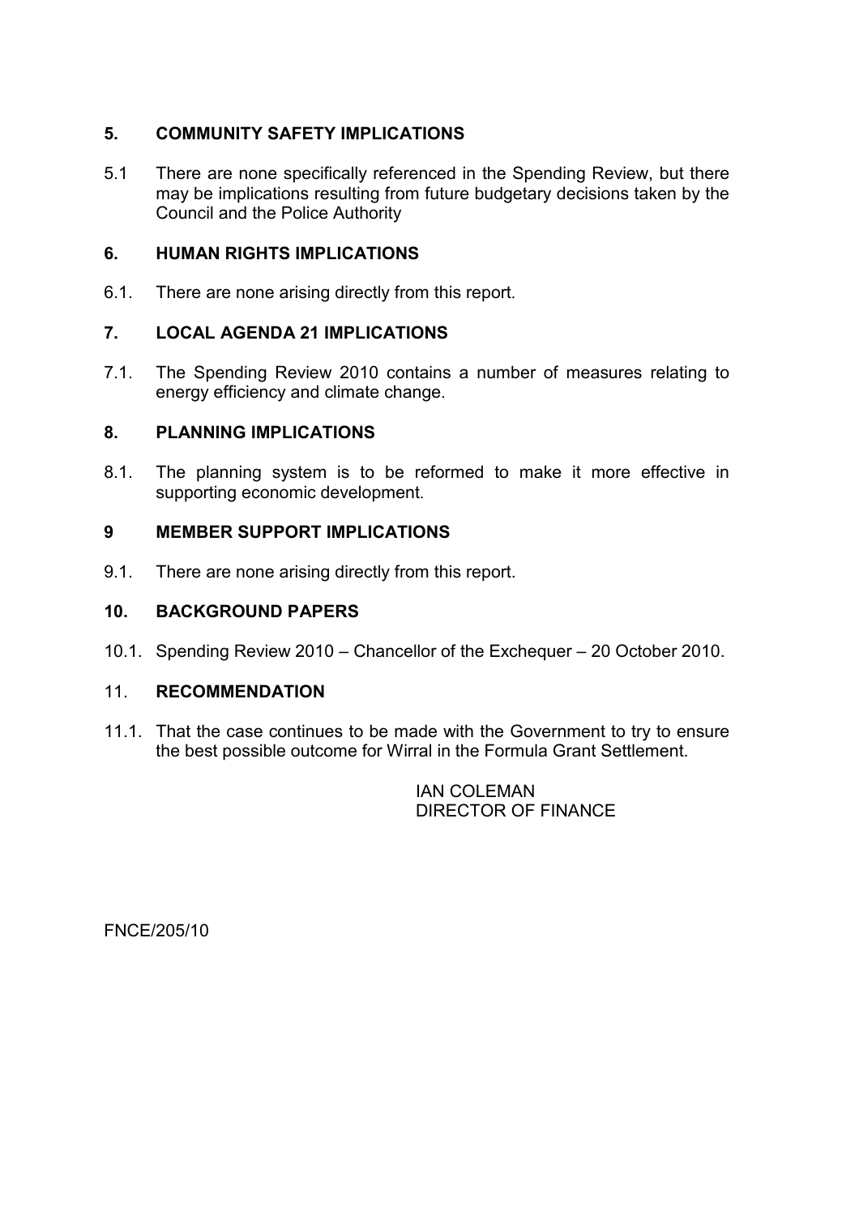## 5. COMMUNITY SAFETY IMPLICATIONS

5.1 There are none specifically referenced in the Spending Review, but there may be implications resulting from future budgetary decisions taken by the Council and the Police Authority

## 6. HUMAN RIGHTS IMPLICATIONS

6.1. There are none arising directly from this report.

## 7. LOCAL AGENDA 21 IMPLICATIONS

7.1. The Spending Review 2010 contains a number of measures relating to energy efficiency and climate change.

## 8. PLANNING IMPLICATIONS

8.1. The planning system is to be reformed to make it more effective in supporting economic development.

## 9 MEMBER SUPPORT IMPLICATIONS

9.1. There are none arising directly from this report.

## 10. BACKGROUND PAPERS

10.1. Spending Review 2010 – Chancellor of the Exchequer – 20 October 2010.

## 11. RECOMMENDATION

11.1. That the case continues to be made with the Government to try to ensure the best possible outcome for Wirral in the Formula Grant Settlement.

IAN COLEMAN
DIRECTOR OF FINANCE

FNCE/205/10